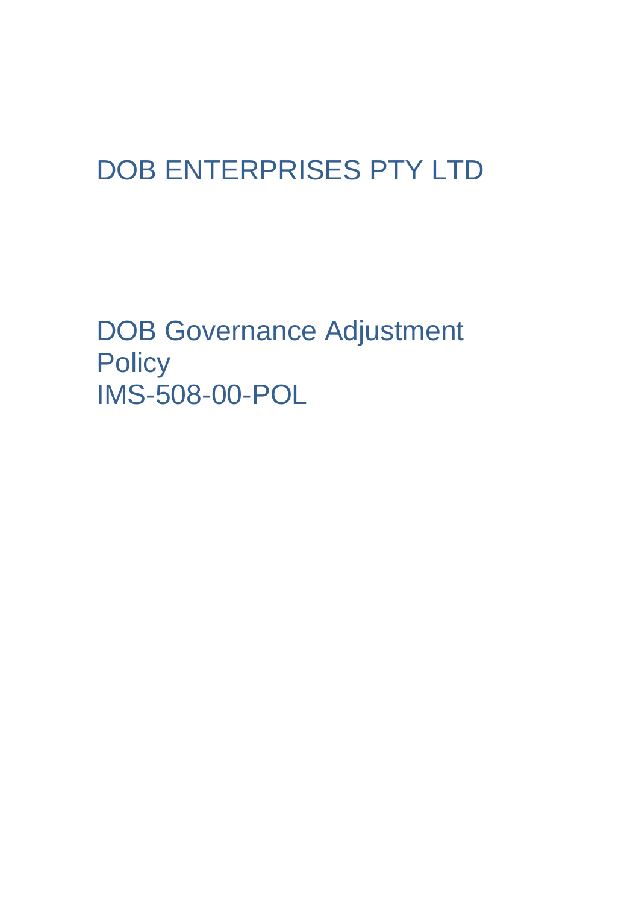# DOB ENTERPRISES PTY LTD

## DOB Governance Adjustment Policy
## IMS-508-00-POL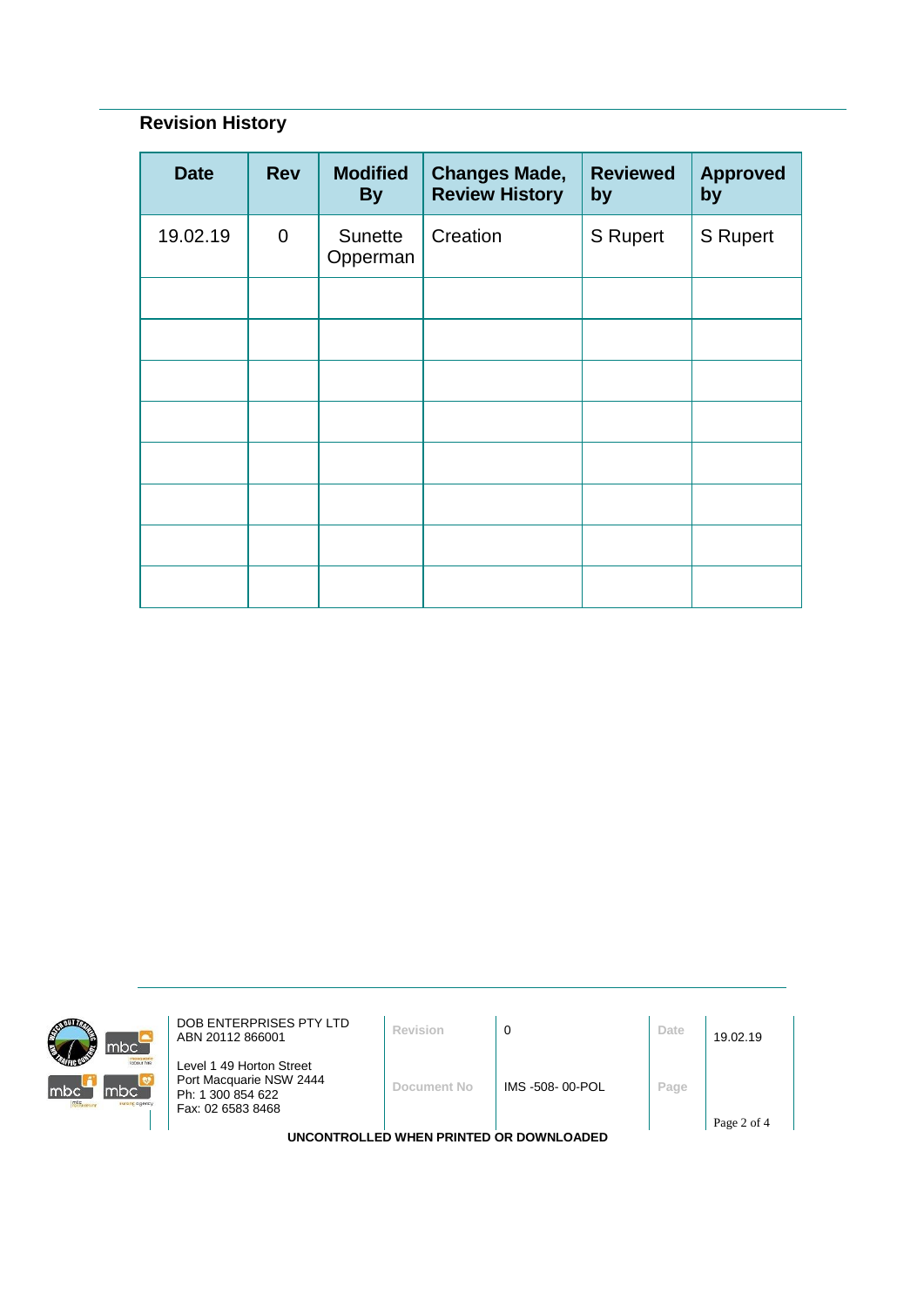## Revision History

| Date | Rev | Modified By | Changes Made, Review History | Reviewed by | Approved by |
|---|---|---|---|---|---|
| 19.02.19 | 0 | Sunette Opperman | Creation | S Rupert | S Rupert |
| | | | | | |
| | | | | | |
| | | | | | |
| | | | | | |
| | | | | | |
| | | | | | |
| | | | | | |
| | | | | | |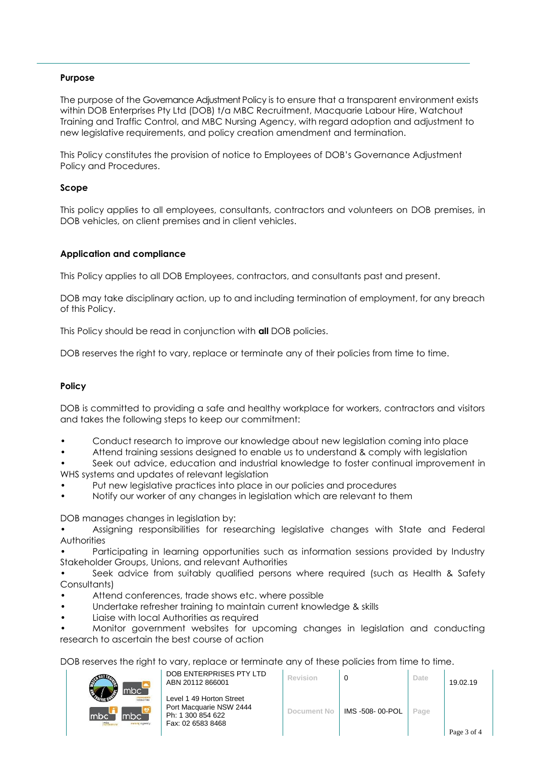**Purpose**

The purpose of the Governance Adjustment Policy is to ensure that a transparent environment exists within DOB Enterprises Pty Ltd (DOB) t/a MBC Recruitment, Macquarie Labour Hire, Watchout Training and Traffic Control, and MBC Nursing Agency, with regard adoption and adjustment to new legislative requirements, and policy creation amendment and termination.

This Policy constitutes the provision of notice to Employees of DOB's Governance Adjustment Policy and Procedures.

**Scope**

This policy applies to all employees, consultants, contractors and volunteers on DOB premises, in DOB vehicles, on client premises and in client vehicles.

**Application and compliance**

This Policy applies to all DOB Employees, contractors, and consultants past and present.

DOB may take disciplinary action, up to and including termination of employment, for any breach of this Policy.

This Policy should be read in conjunction with **all** DOB policies.

DOB reserves the right to vary, replace or terminate any of their policies from time to time.

**Policy**

DOB is committed to providing a safe and healthy workplace for workers, contractors and visitors and takes the following steps to keep our commitment:

- Conduct research to improve our knowledge about new legislation coming into place
- Attend training sessions designed to enable us to understand & comply with legislation
- Seek out advice, education and industrial knowledge to foster continual improvement in WHS systems and updates of relevant legislation
- Put new legislative practices into place in our policies and procedures
- Notify our worker of any changes in legislation which are relevant to them

DOB manages changes in legislation by:

- Assigning responsibilities for researching legislative changes with State and Federal Authorities
- Participating in learning opportunities such as information sessions provided by Industry Stakeholder Groups, Unions, and relevant Authorities
- Seek advice from suitably qualified persons where required (such as Health & Safety Consultants)
- Attend conferences, trade shows etc. where possible
- Undertake refresher training to maintain current knowledge & skills
- Liaise with local Authorities as required
- Monitor government websites for upcoming changes in legislation and conducting research to ascertain the best course of action

DOB reserves the right to vary, replace or terminate any of these policies from time to time.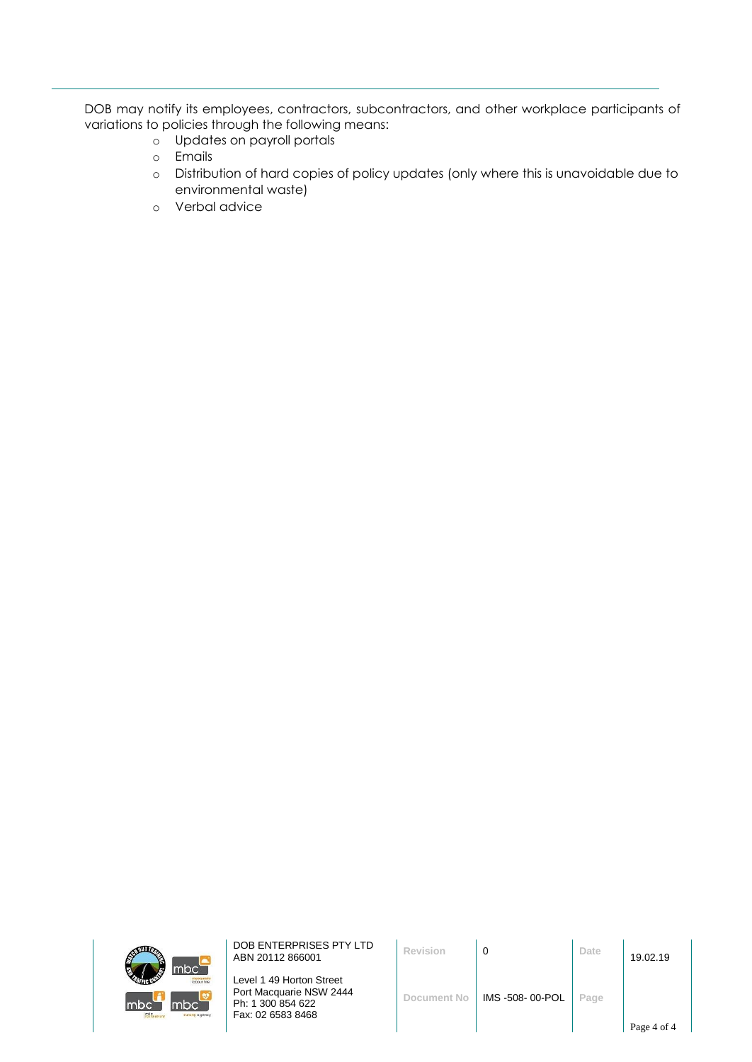DOB may notify its employees, contractors, subcontractors, and other workplace participants of variations to policies through the following means:

- Updates on payroll portals
- Emails
- Distribution of hard copies of policy updates (only where this is unavoidable due to environmental waste)
- Verbal advice